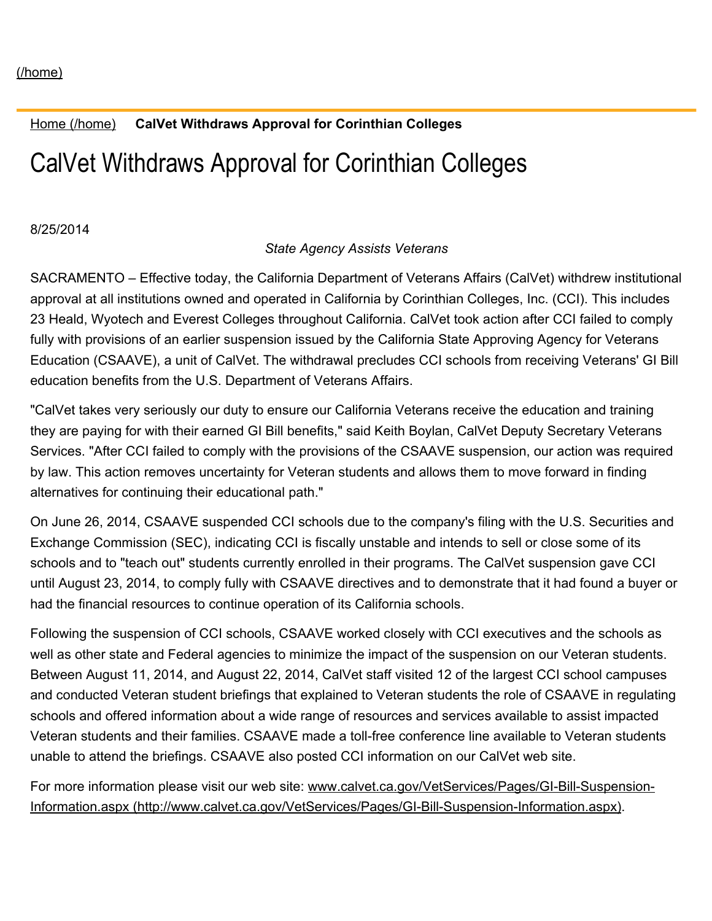[(/home)](/home)

[Home (/home)](/home) **CalVet Withdraws Approval for Corinthian Colleges**

# CalVet Withdraws Approval for Corinthian Colleges

8/25/2014

*State Agency Assists Veterans*

SACRAMENTO – Effective today, the California Department of Veterans Affairs (CalVet) withdrew institutional approval at all institutions owned and operated in California by Corinthian Colleges, Inc. (CCI). This includes 23 Heald, Wyotech and Everest Colleges throughout California. CalVet took action after CCI failed to comply fully with provisions of an earlier suspension issued by the California State Approving Agency for Veterans Education (CSAAVE), a unit of CalVet. The withdrawal precludes CCI schools from receiving Veterans' GI Bill education benefits from the U.S. Department of Veterans Affairs.

"CalVet takes very seriously our duty to ensure our California Veterans receive the education and training they are paying for with their earned GI Bill benefits," said Keith Boylan, CalVet Deputy Secretary Veterans Services. "After CCI failed to comply with the provisions of the CSAAVE suspension, our action was required by law. This action removes uncertainty for Veteran students and allows them to move forward in finding alternatives for continuing their educational path."

On June 26, 2014, CSAAVE suspended CCI schools due to the company's filing with the U.S. Securities and Exchange Commission (SEC), indicating CCI is fiscally unstable and intends to sell or close some of its schools and to "teach out" students currently enrolled in their programs. The CalVet suspension gave CCI until August 23, 2014, to comply fully with CSAAVE directives and to demonstrate that it had found a buyer or had the financial resources to continue operation of its California schools.

Following the suspension of CCI schools, CSAAVE worked closely with CCI executives and the schools as well as other state and Federal agencies to minimize the impact of the suspension on our Veteran students. Between August 11, 2014, and August 22, 2014, CalVet staff visited 12 of the largest CCI school campuses and conducted Veteran student briefings that explained to Veteran students the role of CSAAVE in regulating schools and offered information about a wide range of resources and services available to assist impacted Veteran students and their families. CSAAVE made a toll-free conference line available to Veteran students unable to attend the briefings. CSAAVE also posted CCI information on our CalVet web site.

For more information please visit our web site: [www.calvet.ca.gov/VetServices/Pages/GI-Bill-Suspension-Information.aspx (http://www.calvet.ca.gov/VetServices/Pages/GI-Bill-Suspension-Information.aspx)](http://www.calvet.ca.gov/VetServices/Pages/GI-Bill-Suspension-Information.aspx).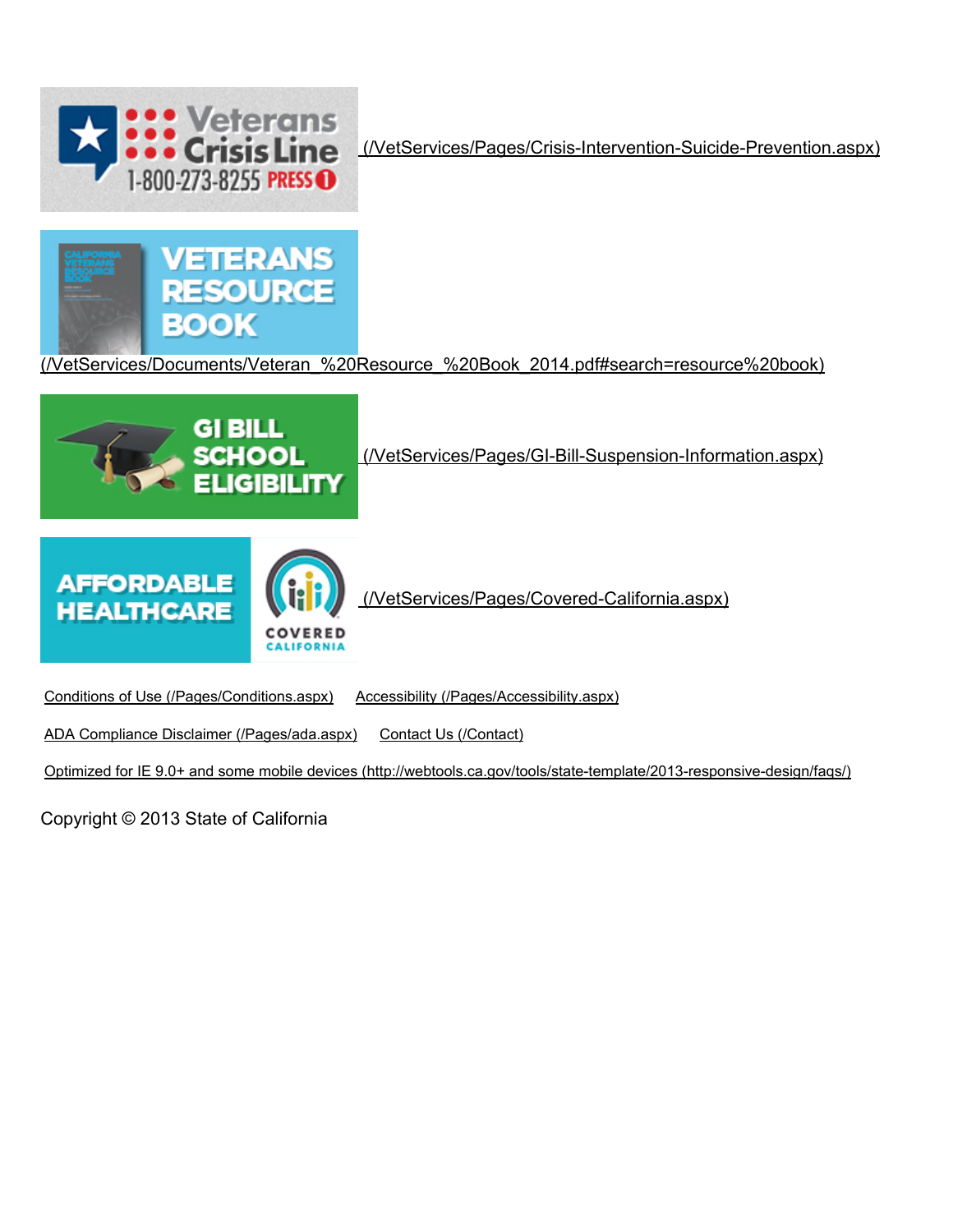Veterans Crisis Line 1-800-273-8255 PRESS 1 (/VetServices/Pages/Crisis-Intervention-Suicide-Prevention.aspx)

VETERANS RESOURCE BOOK (/VetServices/Documents/Veteran_%20Resource_%20Book_2014.pdf#search=resource%20book)

GI BILL SCHOOL ELIGIBILITY (/VetServices/Pages/GI-Bill-Suspension-Information.aspx)

AFFORDABLE HEALTHCARE COVERED CALIFORNIA (/VetServices/Pages/Covered-California.aspx)

Conditions of Use (/Pages/Conditions.aspx) Accessibility (/Pages/Accessibility.aspx)

ADA Compliance Disclaimer (/Pages/ada.aspx) Contact Us (/Contact)

Optimized for IE 9.0+ and some mobile devices (http://webtools.ca.gov/tools/state-template/2013-responsive-design/faqs/)

Copyright © 2013 State of California